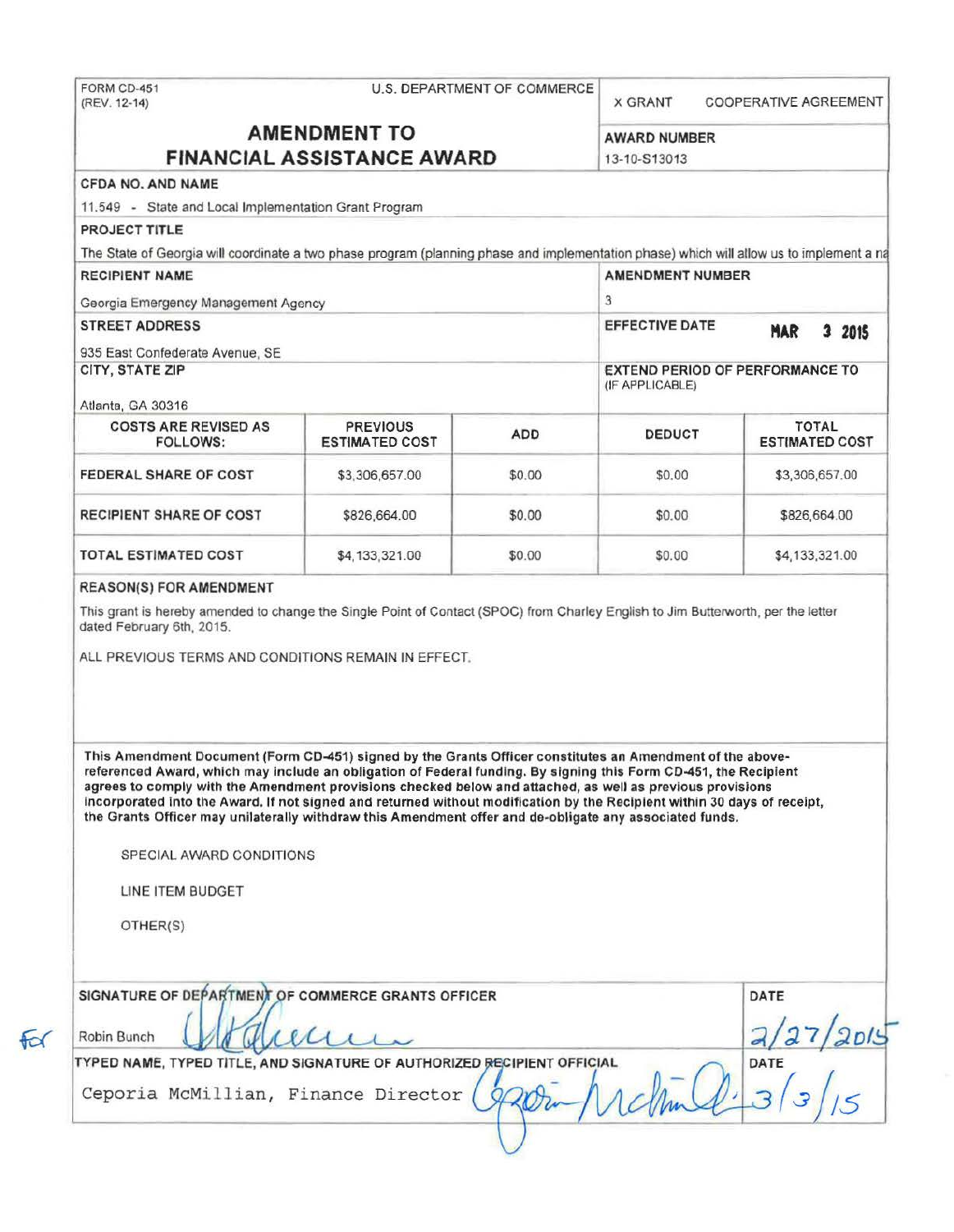FORM CD-451
(REV. 12-14)

U.S. DEPARTMENT OF COMMERCE

X GRANT    COOPERATIVE AGREEMENT

# AMENDMENT TO FINANCIAL ASSISTANCE AWARD

**AWARD NUMBER**
13-10-S13013

**CFDA NO. AND NAME**
11.549 - State and Local Implementation Grant Program

**PROJECT TITLE**
The State of Georgia will coordinate a two phase program (planning phase and implementation phase) which will allow us to implement a na

**RECIPIENT NAME**
Georgia Emergency Management Agency

**AMENDMENT NUMBER**
3

**STREET ADDRESS**
935 East Confederate Avenue, SE

**EFFECTIVE DATE**
MAR 3 2015

**CITY, STATE ZIP**
Atlanta, GA 30316

**EXTEND PERIOD OF PERFORMANCE TO** (IF APPLICABLE)

| COSTS ARE REVISED AS FOLLOWS: | PREVIOUS ESTIMATED COST | ADD | DEDUCT | TOTAL ESTIMATED COST |
|---|---|---|---|---|
| FEDERAL SHARE OF COST | $3,306,657.00 | $0.00 | $0.00 | $3,306,657.00 |
| RECIPIENT SHARE OF COST | $826,664.00 | $0.00 | $0.00 | $826,664.00 |
| TOTAL ESTIMATED COST | $4,133,321.00 | $0.00 | $0.00 | $4,133,321.00 |

**REASON(S) FOR AMENDMENT**

This grant is hereby amended to change the Single Point of Contact (SPOC) from Charley English to Jim Butterworth, per the letter dated February 6th, 2015.

ALL PREVIOUS TERMS AND CONDITIONS REMAIN IN EFFECT.

**This Amendment Document (Form CD-451) signed by the Grants Officer constitutes an Amendment of the above-referenced Award, which may include an obligation of Federal funding. By signing this Form CD-451, the Recipient agrees to comply with the Amendment provisions checked below and attached, as well as previous provisions incorporated into the Award. If not signed and returned without modification by the Recipient within 30 days of receipt, the Grants Officer may unilaterally withdraw this Amendment offer and de-obligate any associated funds.**

SPECIAL AWARD CONDITIONS

LINE ITEM BUDGET

OTHER(S)

**SIGNATURE OF DEPARTMENT OF COMMERCE GRANTS OFFICER**
For Robin Bunch [signature]

**DATE**
2/27/2015

**TYPED NAME, TYPED TITLE, AND SIGNATURE OF AUTHORIZED RECIPIENT OFFICIAL**
Ceporia McMillian, Finance Director [signature]

**DATE**
3/3/15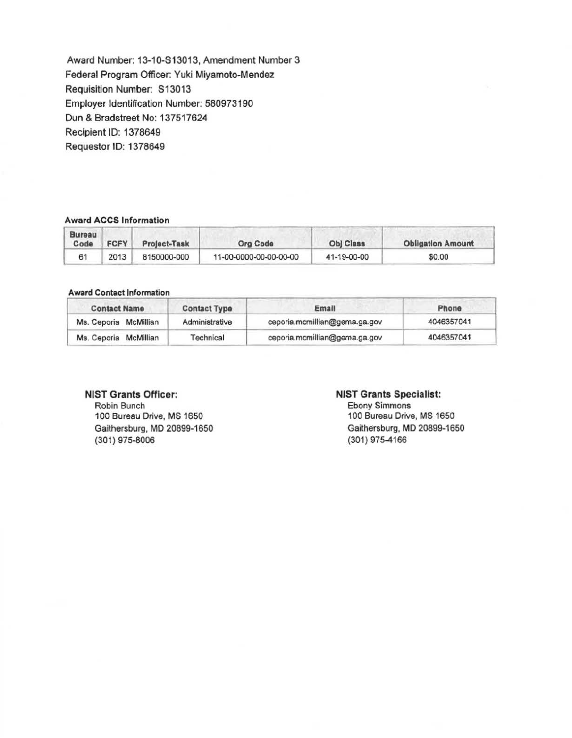Award Number: 13-10-S13013, Amendment Number 3
Federal Program Officer: Yuki Miyamoto-Mendez
Requisition Number: S13013
Employer Identification Number: 580973190
Dun & Bradstreet No: 137517624
Recipient ID: 1378649
Requestor ID: 1378649

**Award ACCS Information**

| Bureau Code | FCFY | Project-Task | Org Code | Obj Class | Obligation Amount |
|---|---|---|---|---|---|
| 61 | 2013 | 8150000-000 | 11-00-0000-00-00-00-00 | 41-19-00-00 | $0.00 |

**Award Contact Information**

| Contact Name | Contact Type | Email | Phone |
|---|---|---|---|
| Ms. Ceporia McMillian | Administrative | ceporia.mcmillian@gema.ga.gov | 4046357041 |
| Ms. Ceporia McMillian | Technical | ceporia.mcmillian@gema.ga.gov | 4046357041 |

**NIST Grants Officer:**
Robin Bunch
100 Bureau Drive, MS 1650
Gaithersburg, MD 20899-1650
(301) 975-8006

**NIST Grants Specialist:**
Ebony Simmons
100 Bureau Drive, MS 1650
Gaithersburg, MD 20899-1650
(301) 975-4166